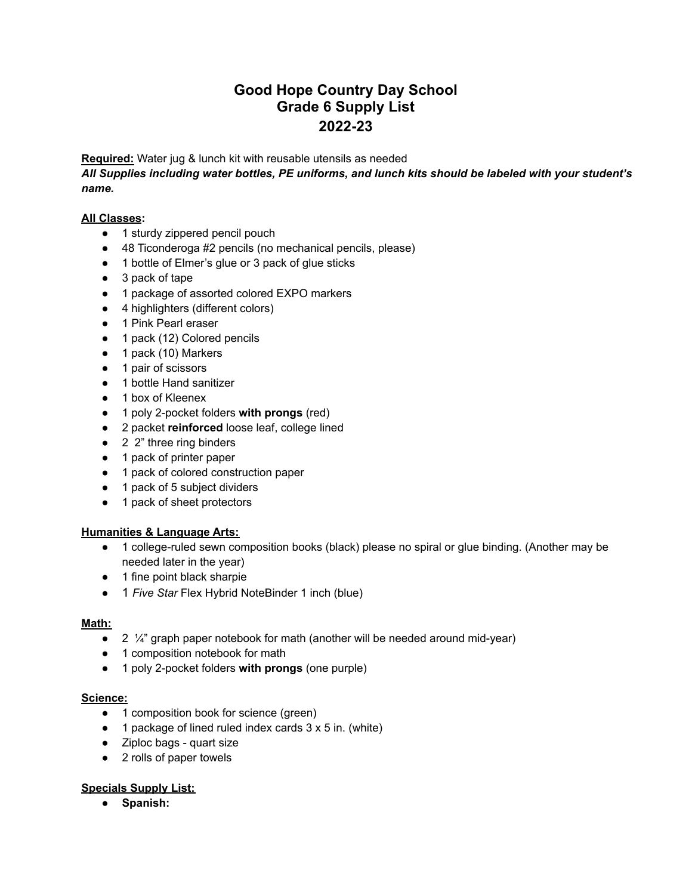# Good Hope Country Day School
# Grade 6 Supply List
# 2022-23

<u>**Required:**</u> Water jug & lunch kit with reusable utensils as needed

***All Supplies including water bottles, PE uniforms, and lunch kits should be labeled with your student's name.***

<u>**All Classes**</u>**:**

- 1 sturdy zippered pencil pouch
- 48 Ticonderoga #2 pencils (no mechanical pencils, please)
- 1 bottle of Elmer's glue or 3 pack of glue sticks
- 3 pack of tape
- 1 package of assorted colored EXPO markers
- 4 highlighters (different colors)
- 1 Pink Pearl eraser
- 1 pack (12) Colored pencils
- 1 pack (10) Markers
- 1 pair of scissors
- 1 bottle Hand sanitizer
- 1 box of Kleenex
- 1 poly 2-pocket folders **with prongs** (red)
- 2 packet **reinforced** loose leaf, college lined
- 2 2" three ring binders
- 1 pack of printer paper
- 1 pack of colored construction paper
- 1 pack of 5 subject dividers
- 1 pack of sheet protectors

<u>**Humanities & Language Arts:**</u>

- 1 college-ruled sewn composition books (black) please no spiral or glue binding. (Another may be needed later in the year)
- 1 fine point black sharpie
- 1 *Five Star* Flex Hybrid NoteBinder 1 inch (blue)

<u>**Math:**</u>

- 2 ¼" graph paper notebook for math (another will be needed around mid-year)
- 1 composition notebook for math
- 1 poly 2-pocket folders **with prongs** (one purple)

<u>**Science:**</u>

- 1 composition book for science (green)
- 1 package of lined ruled index cards 3 x 5 in. (white)
- Ziploc bags - quart size
- 2 rolls of paper towels

<u>**Specials Supply List:**</u>

- **Spanish:**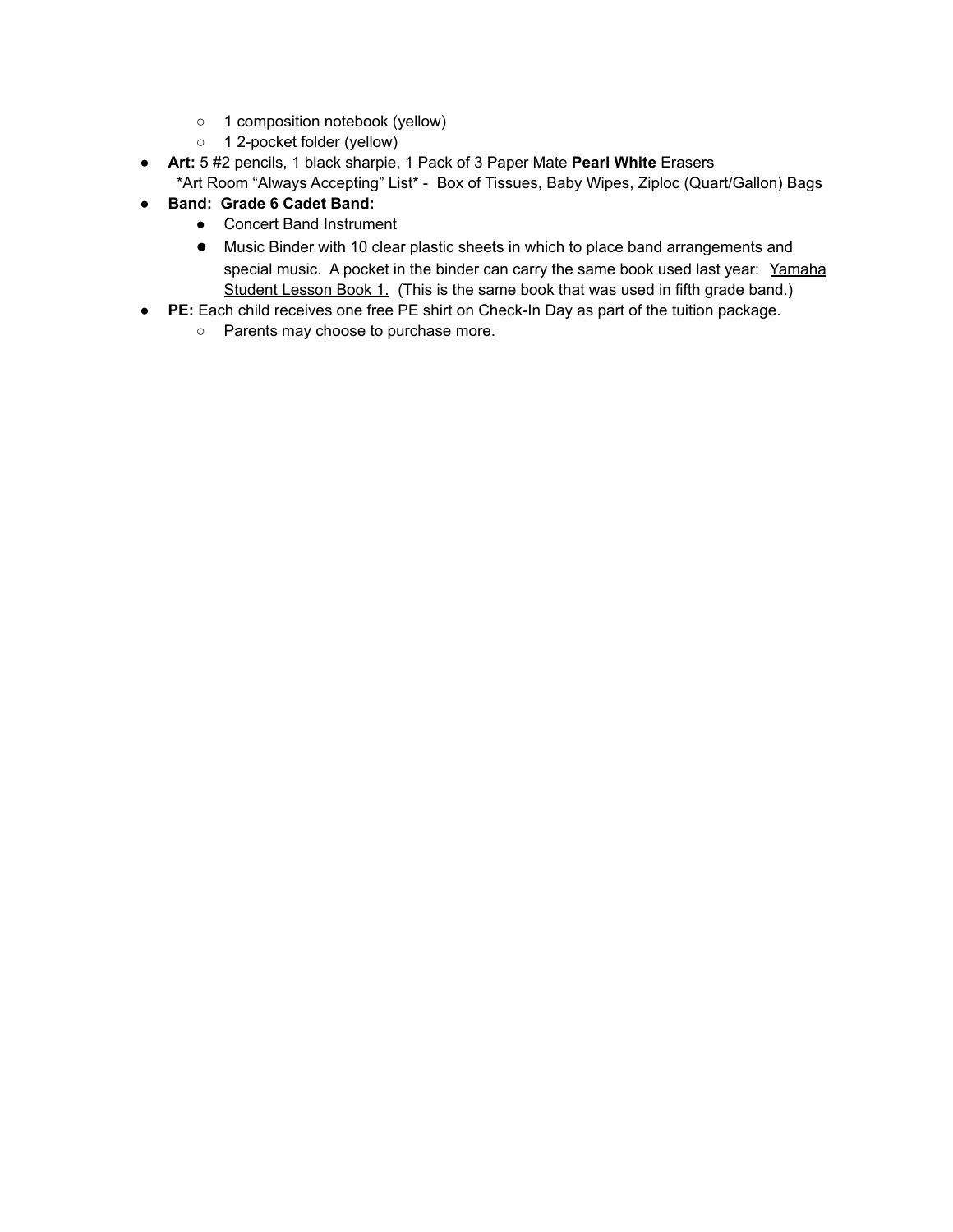- 1 composition notebook (yellow)
    - 1 2-pocket folder (yellow)
- **Art:** 5 #2 pencils, 1 black sharpie, 1 Pack of 3 Paper Mate **Pearl White** Erasers
  *Art Room "Always Accepting" List* - Box of Tissues, Baby Wipes, Ziploc (Quart/Gallon) Bags
- **Band: Grade 6 Cadet Band:**
    - Concert Band Instrument
    - Music Binder with 10 clear plastic sheets in which to place band arrangements and special music. A pocket in the binder can carry the same book used last year: Yamaha Student Lesson Book 1. (This is the same book that was used in fifth grade band.)
- **PE:** Each child receives one free PE shirt on Check-In Day as part of the tuition package.
    - Parents may choose to purchase more.